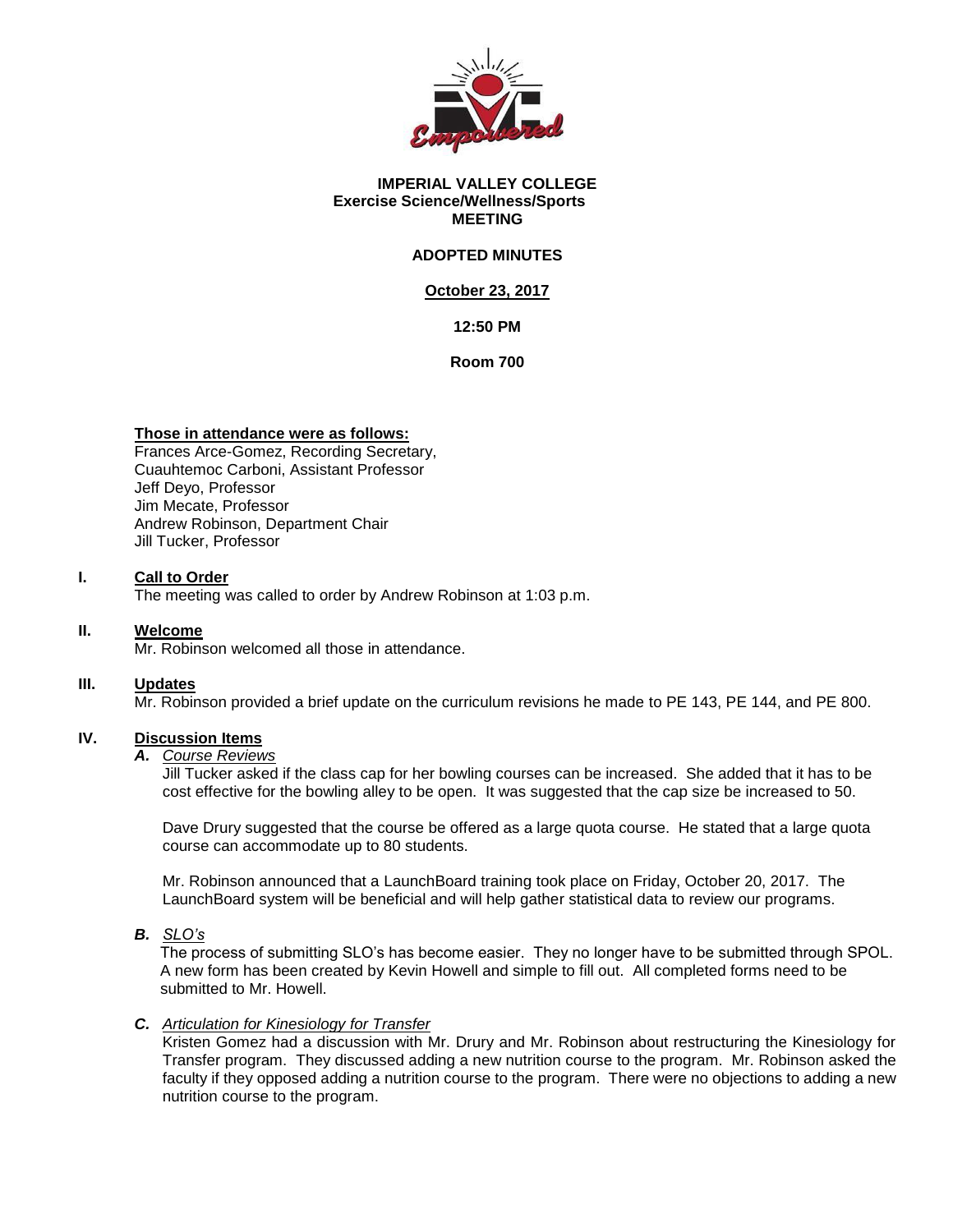# IMPERIAL VALLEY COLLEGE
## Exercise Science/Wellness/Sports
## MEETING

**ADOPTED MINUTES**

**October 23, 2017**

**12:50 PM**

**Room 700**

**Those in attendance were as follows:**

Frances Arce-Gomez, Recording Secretary,
Cuauhtemoc Carboni, Assistant Professor
Jeff Deyo, Professor
Jim Mecate, Professor
Andrew Robinson, Department Chair
Jill Tucker, Professor

**I. Call to Order**

The meeting was called to order by Andrew Robinson at 1:03 p.m.

**II. Welcome**

Mr. Robinson welcomed all those in attendance.

**III. Updates**

Mr. Robinson provided a brief update on the curriculum revisions he made to PE 143, PE 144, and PE 800.

**IV. Discussion Items**

***A. Course Reviews***

Jill Tucker asked if the class cap for her bowling courses can be increased. She added that it has to be cost effective for the bowling alley to be open. It was suggested that the cap size be increased to 50.

Dave Drury suggested that the course be offered as a large quota course. He stated that a large quota course can accommodate up to 80 students.

Mr. Robinson announced that a LaunchBoard training took place on Friday, October 20, 2017. The LaunchBoard system will be beneficial and will help gather statistical data to review our programs.

***B. SLO's***

The process of submitting SLO's has become easier. They no longer have to be submitted through SPOL. A new form has been created by Kevin Howell and simple to fill out. All completed forms need to be submitted to Mr. Howell.

***C. Articulation for Kinesiology for Transfer***

Kristen Gomez had a discussion with Mr. Drury and Mr. Robinson about restructuring the Kinesiology for Transfer program. They discussed adding a new nutrition course to the program. Mr. Robinson asked the faculty if they opposed adding a nutrition course to the program. There were no objections to adding a new nutrition course to the program.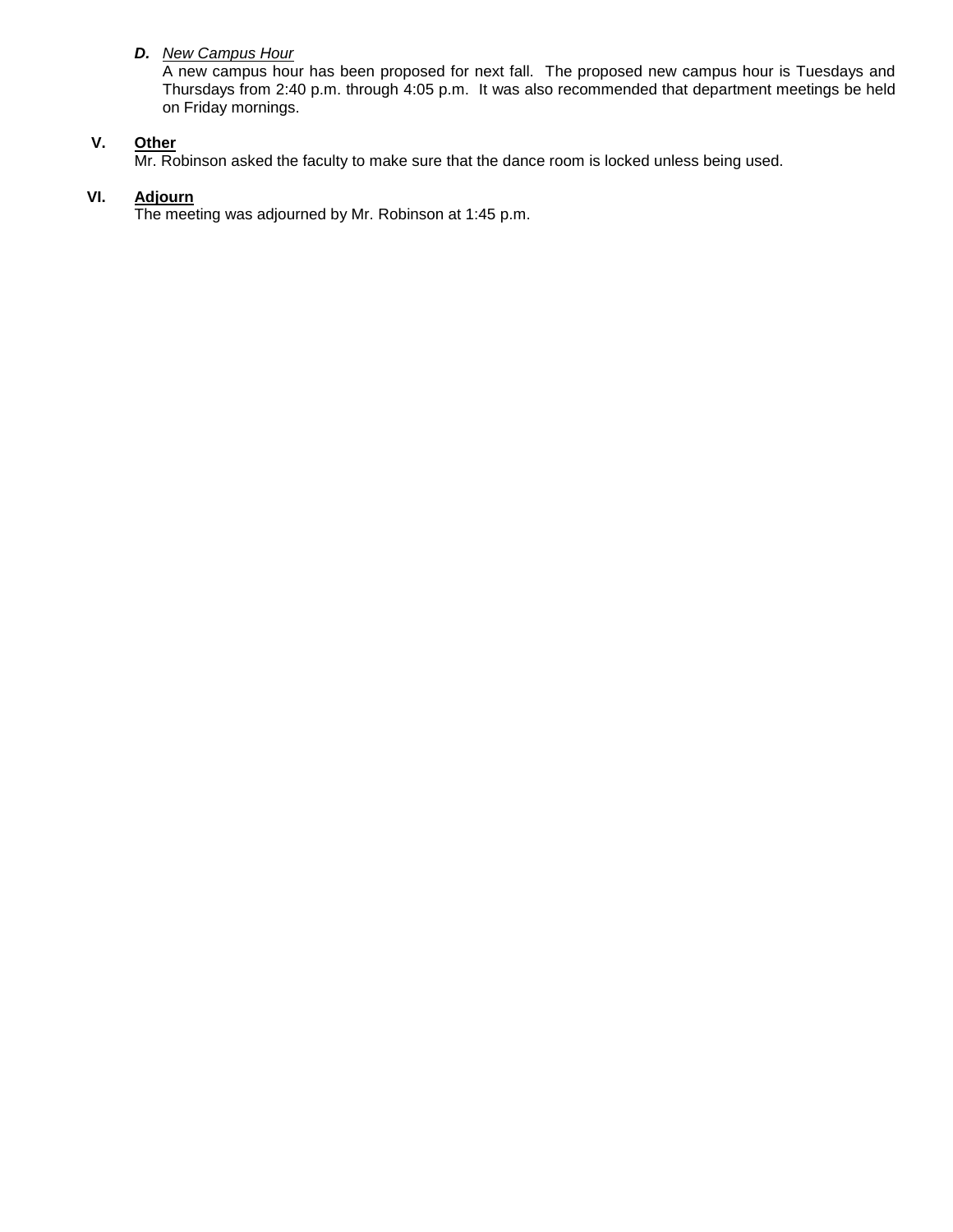*D.* *New Campus Hour*

A new campus hour has been proposed for next fall. The proposed new campus hour is Tuesdays and Thursdays from 2:40 p.m. through 4:05 p.m. It was also recommended that department meetings be held on Friday mornings.

**V.** **Other**

Mr. Robinson asked the faculty to make sure that the dance room is locked unless being used.

**VI.** **Adjourn**

The meeting was adjourned by Mr. Robinson at 1:45 p.m.